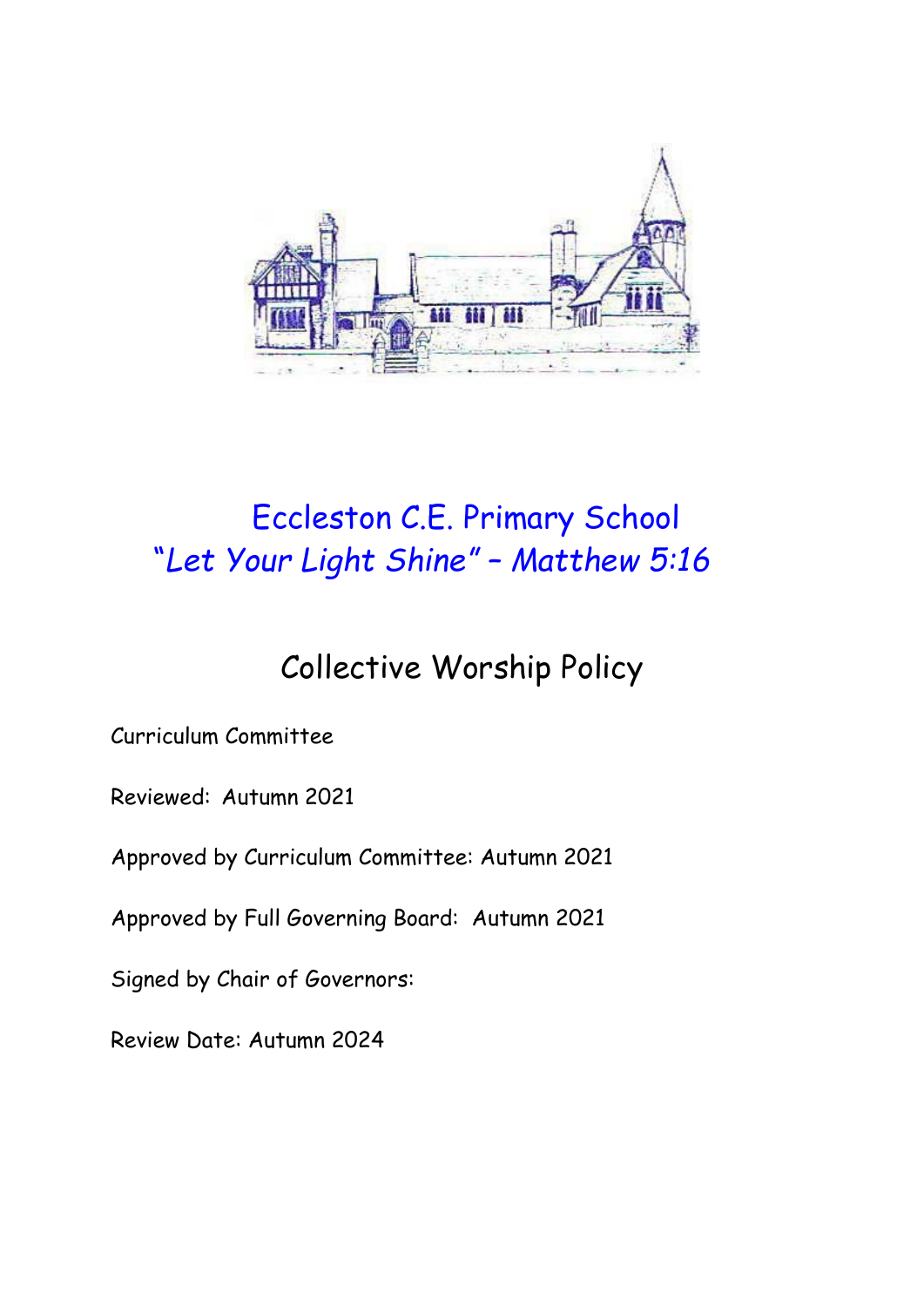# Eccleston C.E. Primary School

*"Let Your Light Shine" – Matthew 5:16*

## Collective Worship Policy

Curriculum Committee

Reviewed: Autumn 2021

Approved by Curriculum Committee: Autumn 2021

Approved by Full Governing Board: Autumn 2021

Signed by Chair of Governors:

Review Date: Autumn 2024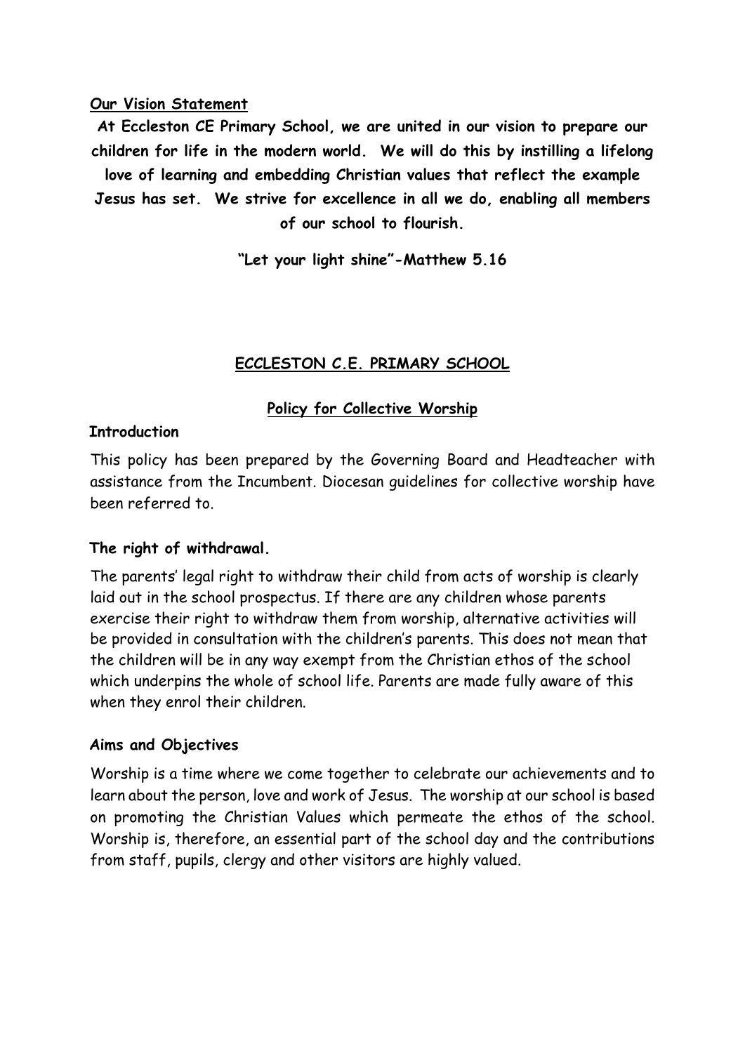## Our Vision Statement

**At Eccleston CE Primary School, we are united in our vision to prepare our children for life in the modern world. We will do this by instilling a lifelong love of learning and embedding Christian values that reflect the example Jesus has set. We strive for excellence in all we do, enabling all members of our school to flourish.**

**"Let your light shine"-Matthew 5.16**

# ECCLESTON C.E. PRIMARY SCHOOL

## Policy for Collective Worship

### Introduction

This policy has been prepared by the Governing Board and Headteacher with assistance from the Incumbent. Diocesan guidelines for collective worship have been referred to.

### The right of withdrawal.

The parents' legal right to withdraw their child from acts of worship is clearly laid out in the school prospectus. If there are any children whose parents exercise their right to withdraw them from worship, alternative activities will be provided in consultation with the children's parents. This does not mean that the children will be in any way exempt from the Christian ethos of the school which underpins the whole of school life. Parents are made fully aware of this when they enrol their children.

### Aims and Objectives

Worship is a time where we come together to celebrate our achievements and to learn about the person, love and work of Jesus. The worship at our school is based on promoting the Christian Values which permeate the ethos of the school. Worship is, therefore, an essential part of the school day and the contributions from staff, pupils, clergy and other visitors are highly valued.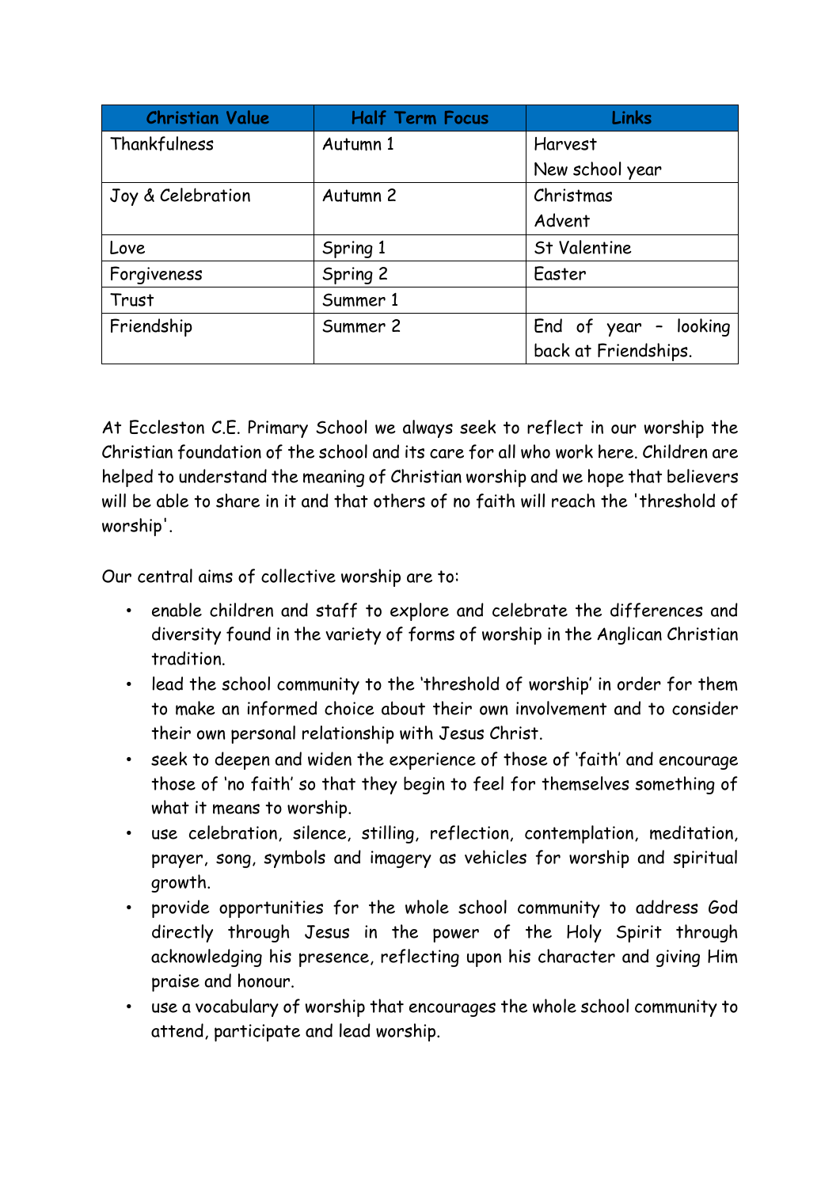| Christian Value | Half Term Focus | Links |
|---|---|---|
| Thankfulness | Autumn 1 | Harvest<br>New school year |
| Joy & Celebration | Autumn 2 | Christmas<br>Advent |
| Love | Spring 1 | St Valentine |
| Forgiveness | Spring 2 | Easter |
| Trust | Summer 1 | |
| Friendship | Summer 2 | End of year – looking back at Friendships. |

At Eccleston C.E. Primary School we always seek to reflect in our worship the Christian foundation of the school and its care for all who work here. Children are helped to understand the meaning of Christian worship and we hope that believers will be able to share in it and that others of no faith will reach the 'threshold of worship'.

Our central aims of collective worship are to:

- enable children and staff to explore and celebrate the differences and diversity found in the variety of forms of worship in the Anglican Christian tradition.
- lead the school community to the 'threshold of worship' in order for them to make an informed choice about their own involvement and to consider their own personal relationship with Jesus Christ.
- seek to deepen and widen the experience of those of 'faith' and encourage those of 'no faith' so that they begin to feel for themselves something of what it means to worship.
- use celebration, silence, stilling, reflection, contemplation, meditation, prayer, song, symbols and imagery as vehicles for worship and spiritual growth.
- provide opportunities for the whole school community to address God directly through Jesus in the power of the Holy Spirit through acknowledging his presence, reflecting upon his character and giving Him praise and honour.
- use a vocabulary of worship that encourages the whole school community to attend, participate and lead worship.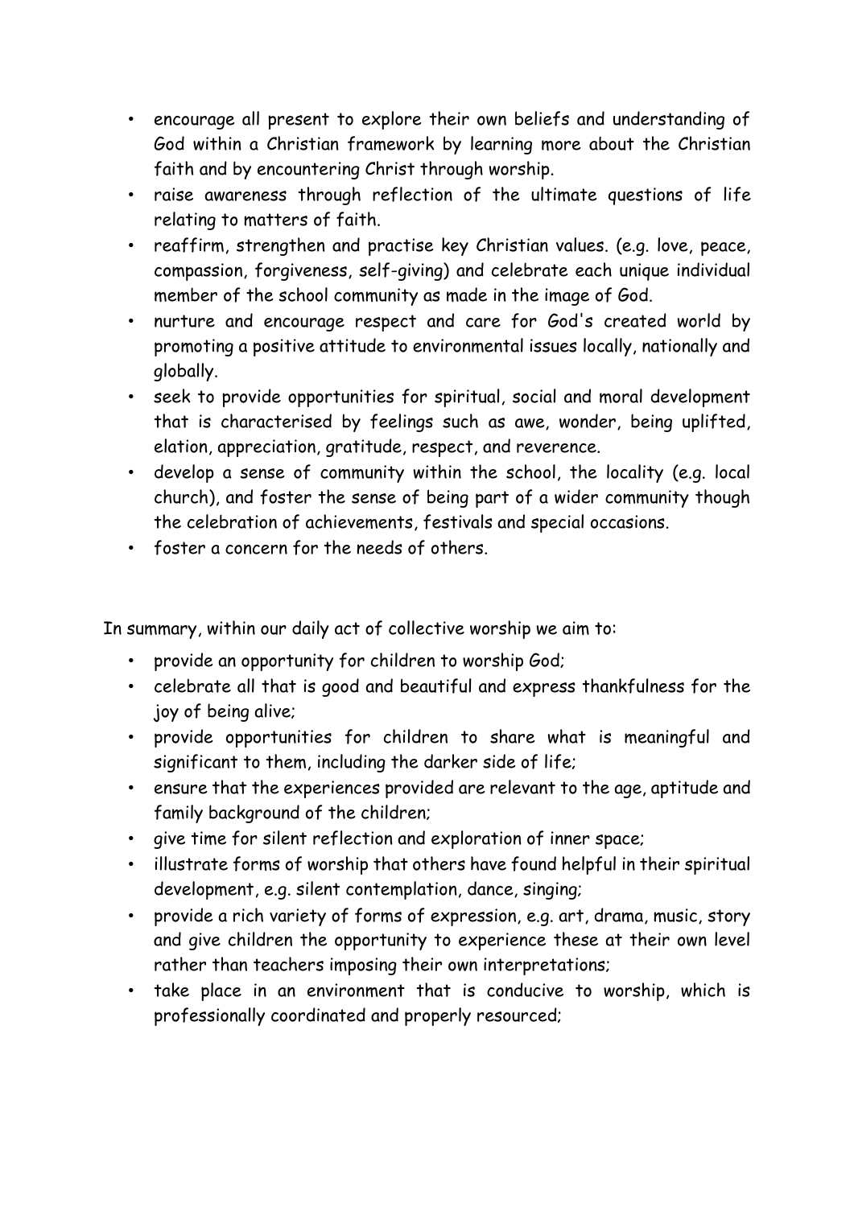- encourage all present to explore their own beliefs and understanding of God within a Christian framework by learning more about the Christian faith and by encountering Christ through worship.
- raise awareness through reflection of the ultimate questions of life relating to matters of faith.
- reaffirm, strengthen and practise key Christian values. (e.g. love, peace, compassion, forgiveness, self-giving) and celebrate each unique individual member of the school community as made in the image of God.
- nurture and encourage respect and care for God's created world by promoting a positive attitude to environmental issues locally, nationally and globally.
- seek to provide opportunities for spiritual, social and moral development that is characterised by feelings such as awe, wonder, being uplifted, elation, appreciation, gratitude, respect, and reverence.
- develop a sense of community within the school, the locality (e.g. local church), and foster the sense of being part of a wider community though the celebration of achievements, festivals and special occasions.
- foster a concern for the needs of others.

In summary, within our daily act of collective worship we aim to:

- provide an opportunity for children to worship God;
- celebrate all that is good and beautiful and express thankfulness for the joy of being alive;
- provide opportunities for children to share what is meaningful and significant to them, including the darker side of life;
- ensure that the experiences provided are relevant to the age, aptitude and family background of the children;
- give time for silent reflection and exploration of inner space;
- illustrate forms of worship that others have found helpful in their spiritual development, e.g. silent contemplation, dance, singing;
- provide a rich variety of forms of expression, e.g. art, drama, music, story and give children the opportunity to experience these at their own level rather than teachers imposing their own interpretations;
- take place in an environment that is conducive to worship, which is professionally coordinated and properly resourced;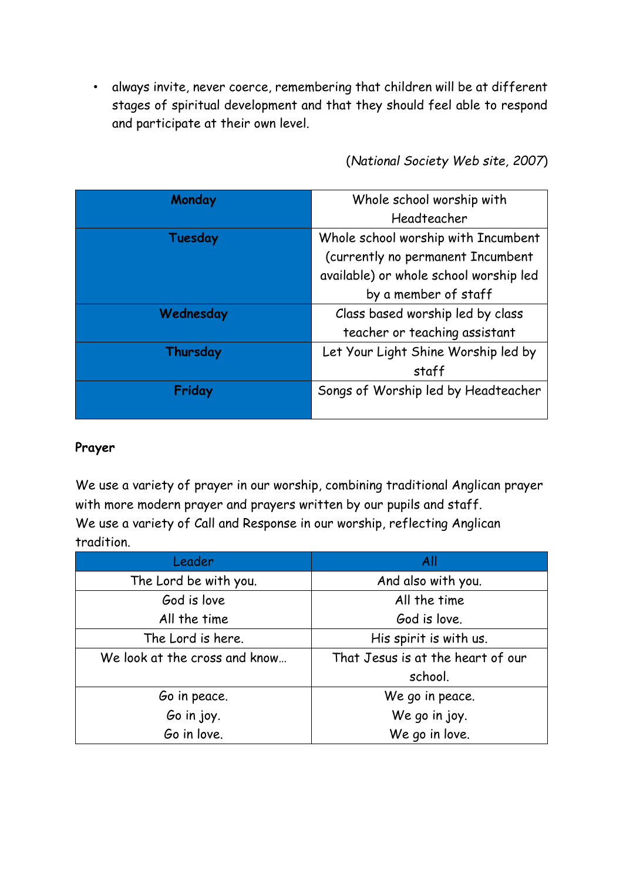- always invite, never coerce, remembering that children will be at different stages of spiritual development and that they should feel able to respond and participate at their own level.

(*National Society Web site, 2007*)

| **Monday** | Whole school worship with Headteacher |
|---|---|
| **Tuesday** | Whole school worship with Incumbent (currently no permanent Incumbent available) or whole school worship led by a member of staff |
| **Wednesday** | Class based worship led by class teacher or teaching assistant |
| **Thursday** | Let Your Light Shine Worship led by staff |
| **Friday** | Songs of Worship led by Headteacher |

**Prayer**

We use a variety of prayer in our worship, combining traditional Anglican prayer with more modern prayer and prayers written by our pupils and staff.
We use a variety of Call and Response in our worship, reflecting Anglican tradition.

| Leader | All |
|---|---|
| The Lord be with you. | And also with you. |
| God is love<br>All the time | All the time<br>God is love. |
| The Lord is here. | His spirit is with us. |
| We look at the cross and know… | That Jesus is at the heart of our school. |
| Go in peace.<br>Go in joy.<br>Go in love. | We go in peace.<br>We go in joy.<br>We go in love. |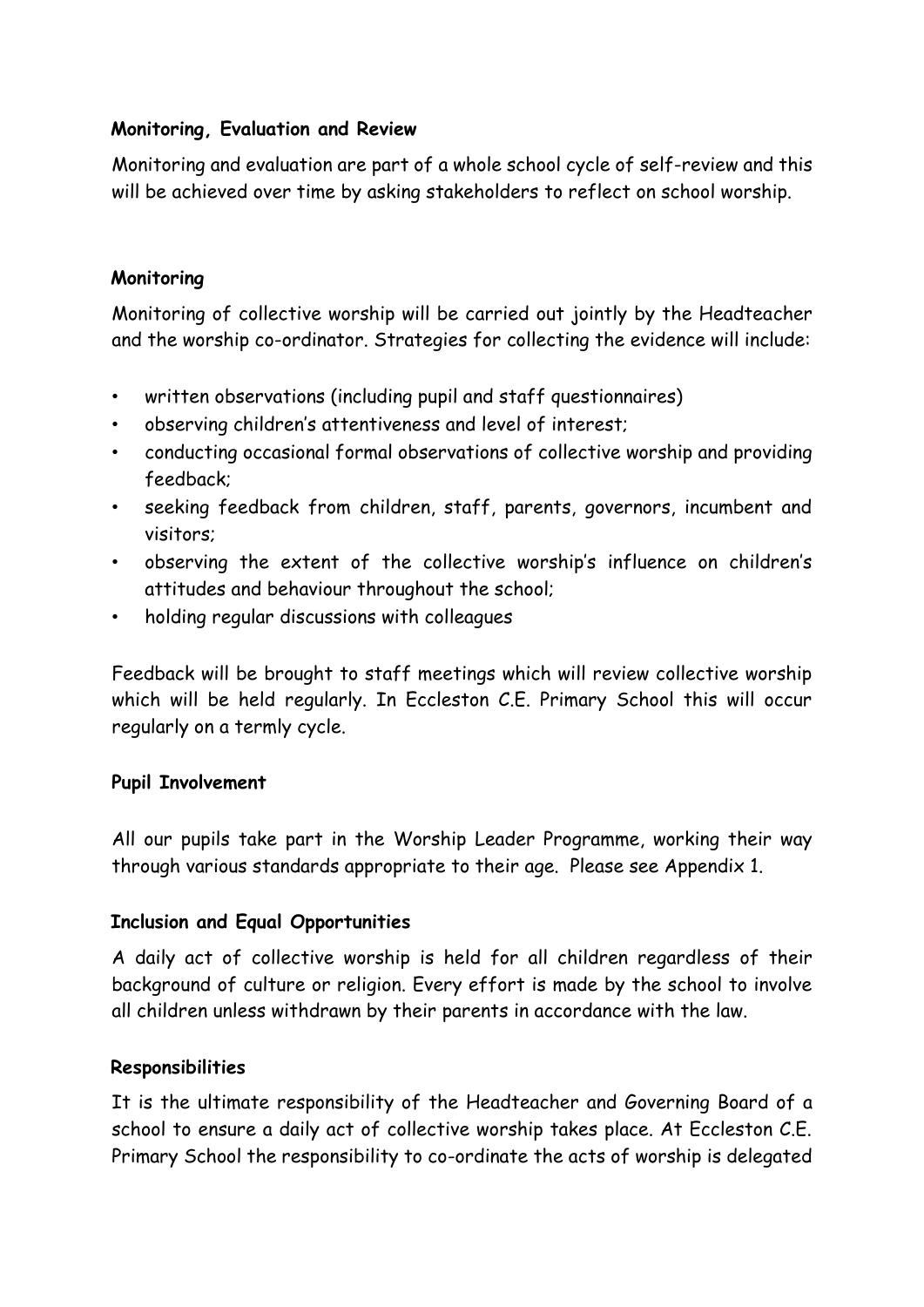**Monitoring, Evaluation and Review**

Monitoring and evaluation are part of a whole school cycle of self-review and this will be achieved over time by asking stakeholders to reflect on school worship.

**Monitoring**

Monitoring of collective worship will be carried out jointly by the Headteacher and the worship co-ordinator. Strategies for collecting the evidence will include:

- written observations (including pupil and staff questionnaires)
- observing children's attentiveness and level of interest;
- conducting occasional formal observations of collective worship and providing feedback;
- seeking feedback from children, staff, parents, governors, incumbent and visitors;
- observing the extent of the collective worship's influence on children's attitudes and behaviour throughout the school;
- holding regular discussions with colleagues

Feedback will be brought to staff meetings which will review collective worship which will be held regularly. In Eccleston C.E. Primary School this will occur regularly on a termly cycle.

**Pupil Involvement**

All our pupils take part in the Worship Leader Programme, working their way through various standards appropriate to their age. Please see Appendix 1.

**Inclusion and Equal Opportunities**

A daily act of collective worship is held for all children regardless of their background of culture or religion. Every effort is made by the school to involve all children unless withdrawn by their parents in accordance with the law.

**Responsibilities**

It is the ultimate responsibility of the Headteacher and Governing Board of a school to ensure a daily act of collective worship takes place. At Eccleston C.E. Primary School the responsibility to co-ordinate the acts of worship is delegated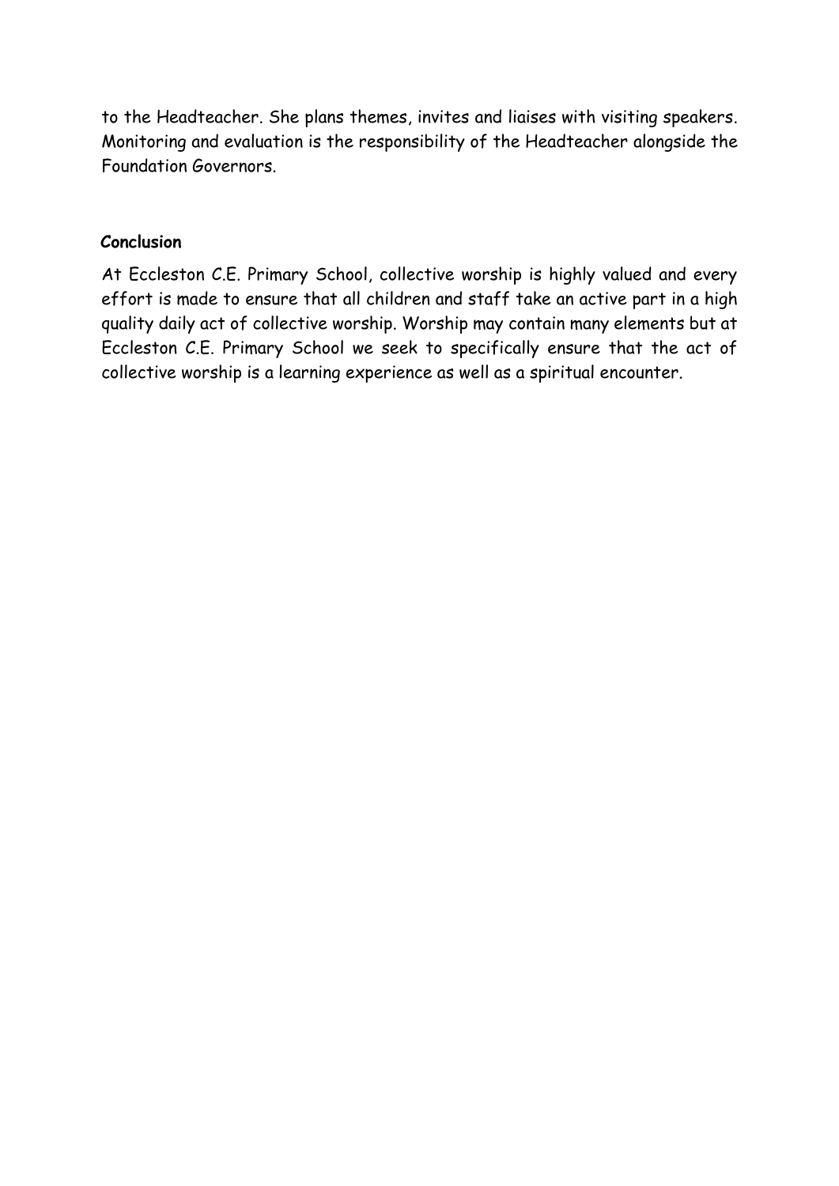to the Headteacher. She plans themes, invites and liaises with visiting speakers. Monitoring and evaluation is the responsibility of the Headteacher alongside the Foundation Governors.

**Conclusion**

At Eccleston C.E. Primary School, collective worship is highly valued and every effort is made to ensure that all children and staff take an active part in a high quality daily act of collective worship. Worship may contain many elements but at Eccleston C.E. Primary School we seek to specifically ensure that the act of collective worship is a learning experience as well as a spiritual encounter.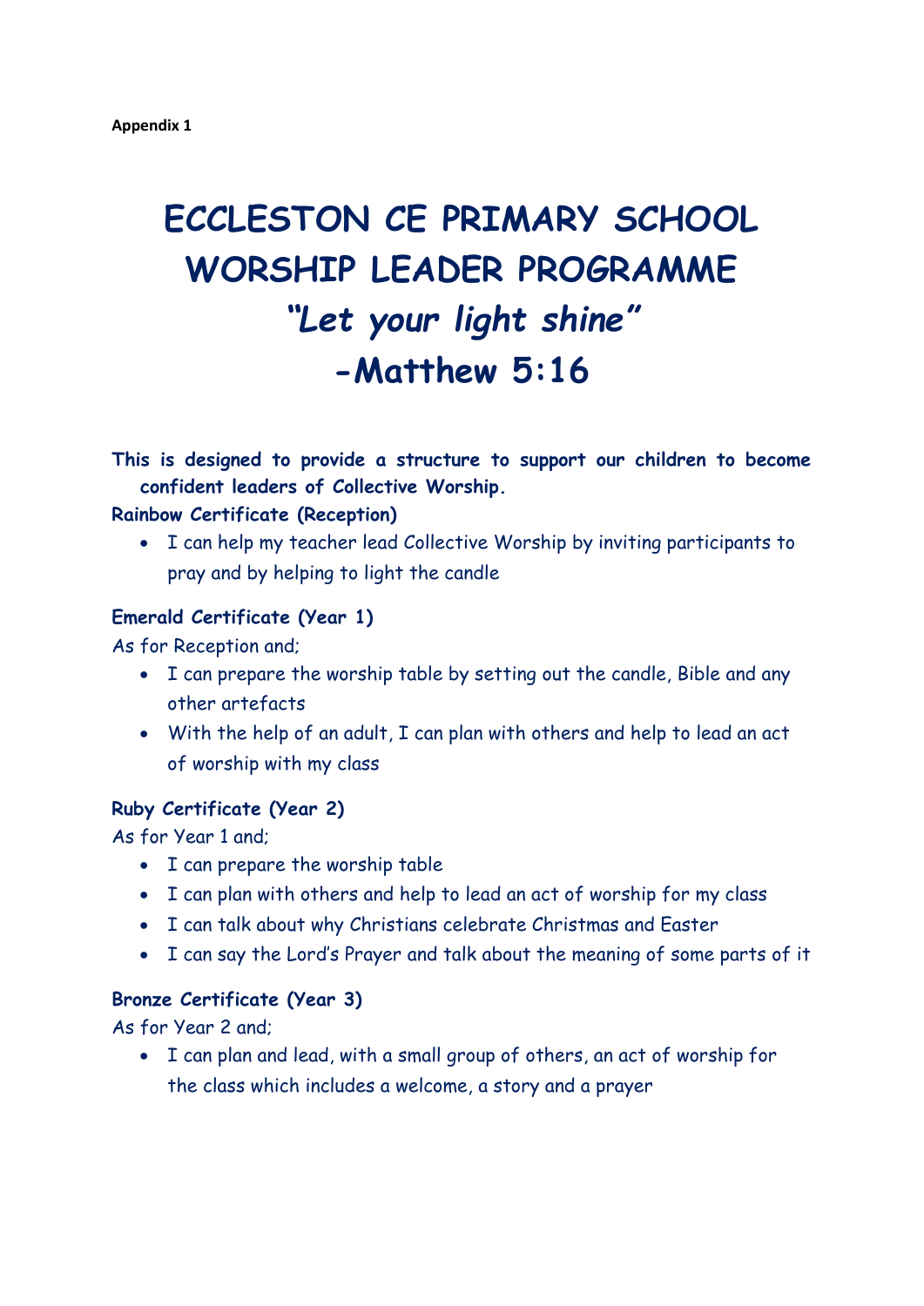**Appendix 1**

# ECCLESTON CE PRIMARY SCHOOL WORSHIP LEADER PROGRAMME

# *"Let your light shine"*

# -Matthew 5:16

**This is designed to provide a structure to support our children to become confident leaders of Collective Worship.**

**Rainbow Certificate (Reception)**

- I can help my teacher lead Collective Worship by inviting participants to pray and by helping to light the candle

**Emerald Certificate (Year 1)**

As for Reception and;

- I can prepare the worship table by setting out the candle, Bible and any other artefacts
- With the help of an adult, I can plan with others and help to lead an act of worship with my class

**Ruby Certificate (Year 2)**

As for Year 1 and;

- I can prepare the worship table
- I can plan with others and help to lead an act of worship for my class
- I can talk about why Christians celebrate Christmas and Easter
- I can say the Lord's Prayer and talk about the meaning of some parts of it

**Bronze Certificate (Year 3)**

As for Year 2 and;

- I can plan and lead, with a small group of others, an act of worship for the class which includes a welcome, a story and a prayer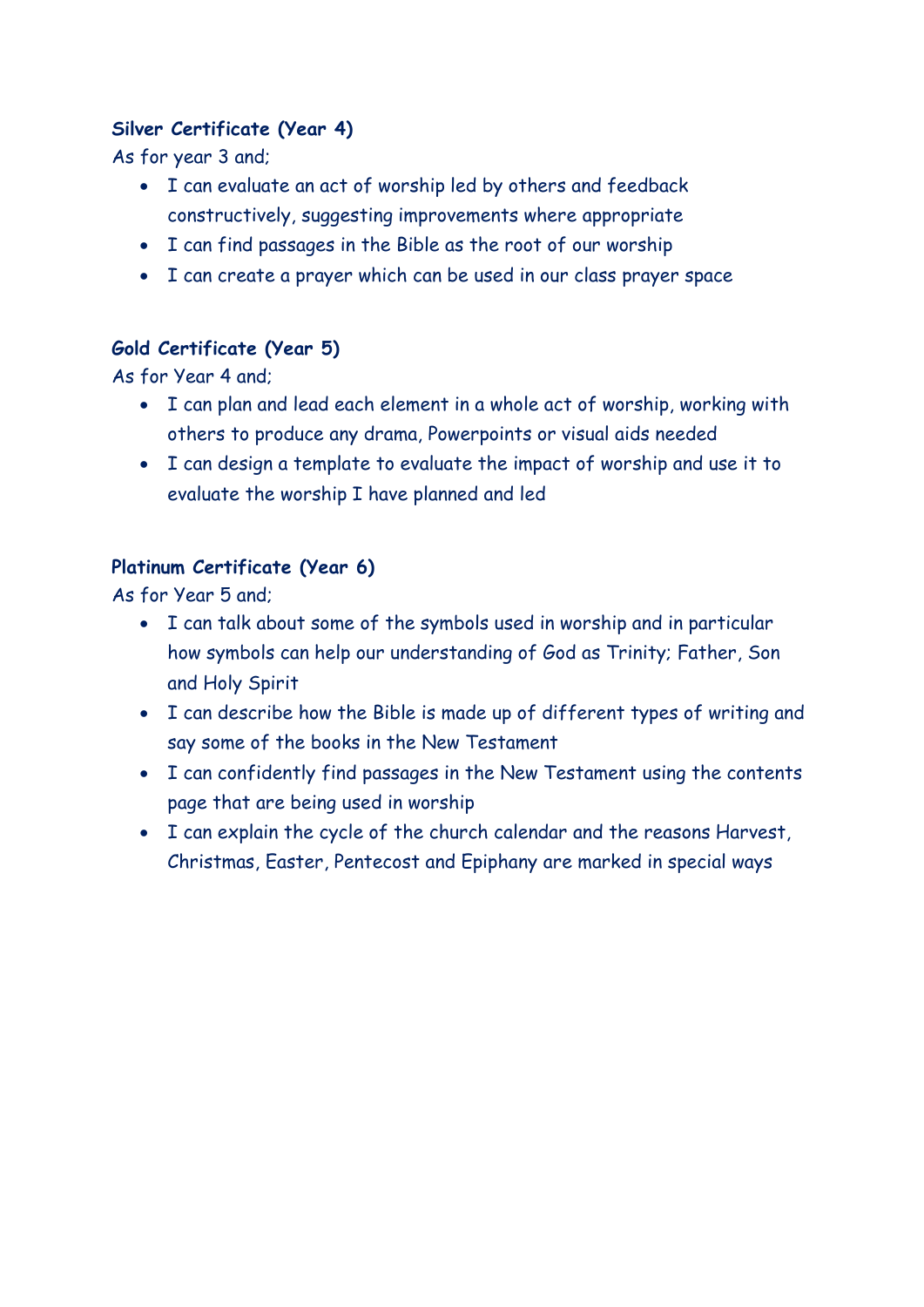**Silver Certificate (Year 4)**

As for year 3 and;

- I can evaluate an act of worship led by others and feedback constructively, suggesting improvements where appropriate
- I can find passages in the Bible as the root of our worship
- I can create a prayer which can be used in our class prayer space

**Gold Certificate (Year 5)**

As for Year 4 and;

- I can plan and lead each element in a whole act of worship, working with others to produce any drama, Powerpoints or visual aids needed
- I can design a template to evaluate the impact of worship and use it to evaluate the worship I have planned and led

**Platinum Certificate (Year 6)**

As for Year 5 and;

- I can talk about some of the symbols used in worship and in particular how symbols can help our understanding of God as Trinity; Father, Son and Holy Spirit
- I can describe how the Bible is made up of different types of writing and say some of the books in the New Testament
- I can confidently find passages in the New Testament using the contents page that are being used in worship
- I can explain the cycle of the church calendar and the reasons Harvest, Christmas, Easter, Pentecost and Epiphany are marked in special ways